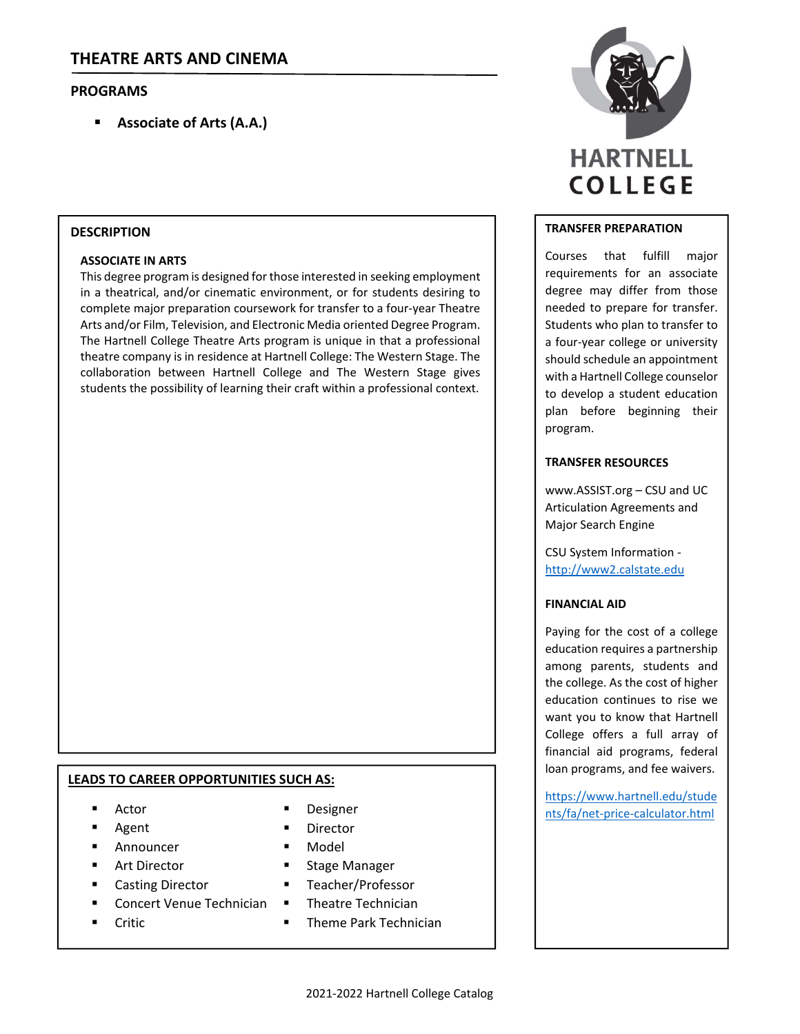# THEATRE ARTS AND CINEMA

## PROGRAMS

- **Associate of Arts (A.A.)**

HARTNELL COLLEGE

## DESCRIPTION

### ASSOCIATE IN ARTS

This degree program is designed for those interested in seeking employment in a theatrical, and/or cinematic environment, or for students desiring to complete major preparation coursework for transfer to a four-year Theatre Arts and/or Film, Television, and Electronic Media oriented Degree Program. The Hartnell College Theatre Arts program is unique in that a professional theatre company is in residence at Hartnell College: The Western Stage. The collaboration between Hartnell College and The Western Stage gives students the possibility of learning their craft within a professional context.

## LEADS TO CAREER OPPORTUNITIES SUCH AS:

- Actor
- Agent
- Announcer
- Art Director
- Casting Director
- Concert Venue Technician
- Critic
- Designer
- Director
- Model
- Stage Manager
- Teacher/Professor
- Theatre Technician
- Theme Park Technician

## TRANSFER PREPARATION

Courses that fulfill major requirements for an associate degree may differ from those needed to prepare for transfer. Students who plan to transfer to a four-year college or university should schedule an appointment with a Hartnell College counselor to develop a student education plan before beginning their program.

## TRANSFER RESOURCES

www.ASSIST.org – CSU and UC Articulation Agreements and Major Search Engine

CSU System Information - http://www2.calstate.edu

## FINANCIAL AID

Paying for the cost of a college education requires a partnership among parents, students and the college. As the cost of higher education continues to rise we want you to know that Hartnell College offers a full array of financial aid programs, federal loan programs, and fee waivers.

https://www.hartnell.edu/students/fa/net-price-calculator.html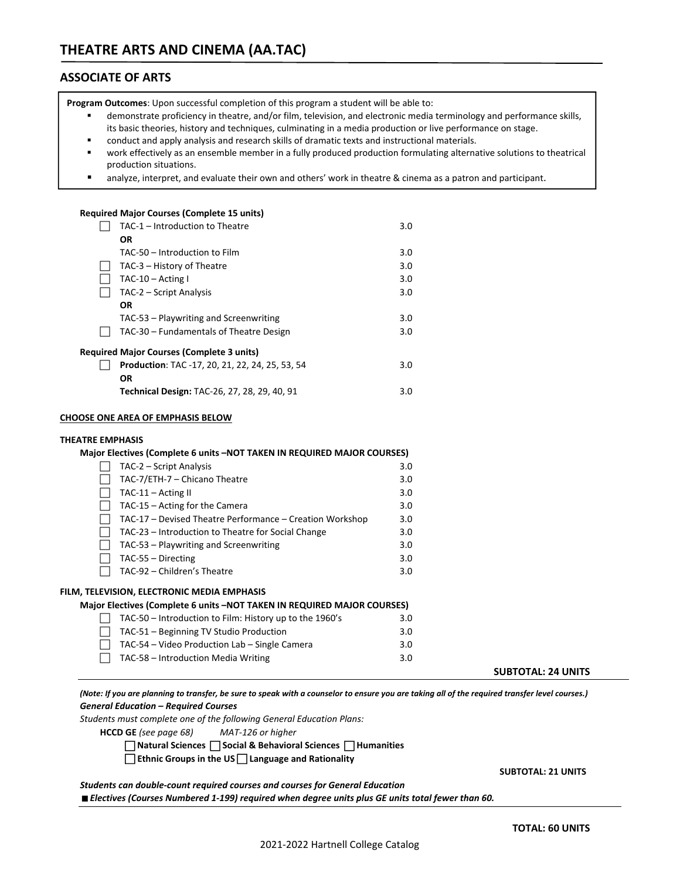# THEATRE ARTS AND CINEMA (AA.TAC)

## ASSOCIATE OF ARTS

**Program Outcomes**: Upon successful completion of this program a student will be able to:

- demonstrate proficiency in theatre, and/or film, television, and electronic media terminology and performance skills, its basic theories, history and techniques, culminating in a media production or live performance on stage.
- conduct and apply analysis and research skills of dramatic texts and instructional materials.
- work effectively as an ensemble member in a fully produced production formulating alternative solutions to theatrical production situations.
- analyze, interpret, and evaluate their own and others' work in theatre & cinema as a patron and participant.

**Required Major Courses (Complete 15 units)**

| | | |
|---|---|---|
| ☐ | TAC-1 – Introduction to Theatre | 3.0 |
| | **OR** | |
| | TAC-50 – Introduction to Film | 3.0 |
| ☐ | TAC-3 – History of Theatre | 3.0 |
| ☐ | TAC-10 – Acting I | 3.0 |
| ☐ | TAC-2 – Script Analysis | 3.0 |
| | **OR** | |
| | TAC-53 – Playwriting and Screenwriting | 3.0 |
| ☐ | TAC-30 – Fundamentals of Theatre Design | 3.0 |

**Required Major Courses (Complete 3 units)**

| | | |
|---|---|---|
| ☐ | **Production**: TAC -17, 20, 21, 22, 24, 25, 53, 54 | 3.0 |
| | **OR** | |
| | **Technical Design:** TAC-26, 27, 28, 29, 40, 91 | 3.0 |

**CHOOSE ONE AREA OF EMPHASIS BELOW**

**THEATRE EMPHASIS**

**Major Electives (Complete 6 units –NOT TAKEN IN REQUIRED MAJOR COURSES)**

| | | |
|---|---|---|
| ☐ | TAC-2 – Script Analysis | 3.0 |
| ☐ | TAC-7/ETH-7 – Chicano Theatre | 3.0 |
| ☐ | TAC-11 – Acting II | 3.0 |
| ☐ | TAC-15 – Acting for the Camera | 3.0 |
| ☐ | TAC-17 – Devised Theatre Performance – Creation Workshop | 3.0 |
| ☐ | TAC-23 – Introduction to Theatre for Social Change | 3.0 |
| ☐ | TAC-53 – Playwriting and Screenwriting | 3.0 |
| ☐ | TAC-55 – Directing | 3.0 |
| ☐ | TAC-92 – Children's Theatre | 3.0 |

**FILM, TELEVISION, ELECTRONIC MEDIA EMPHASIS**

**Major Electives (Complete 6 units –NOT TAKEN IN REQUIRED MAJOR COURSES)**

| | | |
|---|---|---|
| ☐ | TAC-50 – Introduction to Film: History up to the 1960's | 3.0 |
| ☐ | TAC-51 – Beginning TV Studio Production | 3.0 |
| ☐ | TAC-54 – Video Production Lab – Single Camera | 3.0 |
| ☐ | TAC-58 – Introduction Media Writing | 3.0 |

**SUBTOTAL: 24 UNITS**

***(Note: If you are planning to transfer, be sure to speak with a counselor to ensure you are taking all of the required transfer level courses.)***

***General Education – Required Courses***

*Students must complete one of the following General Education Plans:*

**HCCD GE** *(see page 68)* *MAT-126 or higher*

☐ **Natural Sciences** ☐ **Social & Behavioral Sciences** ☐ **Humanities**

☐ **Ethnic Groups in the US** ☐ **Language and Rationality**

**SUBTOTAL: 21 UNITS**

***Students can double-count required courses and courses for General Education***

■ ***Electives (Courses Numbered 1-199) required when degree units plus GE units total fewer than 60.***

**TOTAL: 60 UNITS**